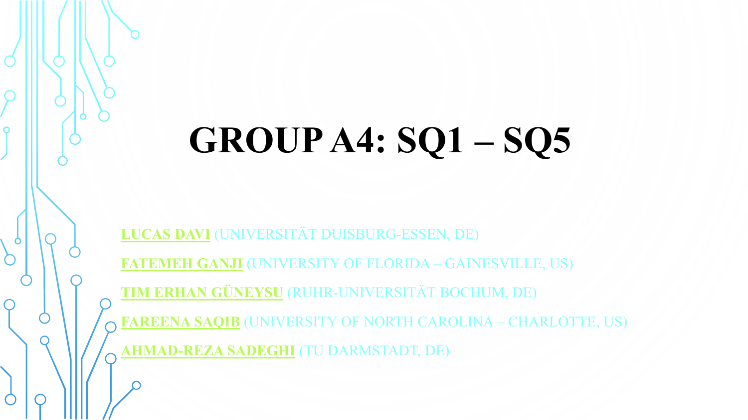# GROUP A4: SQ1 – SQ5

**LUCAS DAVI** (UNIVERSITÄT DUISBURG-ESSEN, DE)

**FATEMEH GANJI** (UNIVERSITY OF FLORIDA – GAINESVILLE, US)

**TIM ERHAN GÜNEYSU** (RUHR-UNIVERSITÄT BOCHUM, DE)

**FAREENA SAQIB** (UNIVERSITY OF NORTH CAROLINA – CHARLOTTE, US)

**AHMAD-REZA SADEGHI** (TU DARMSTADT, DE)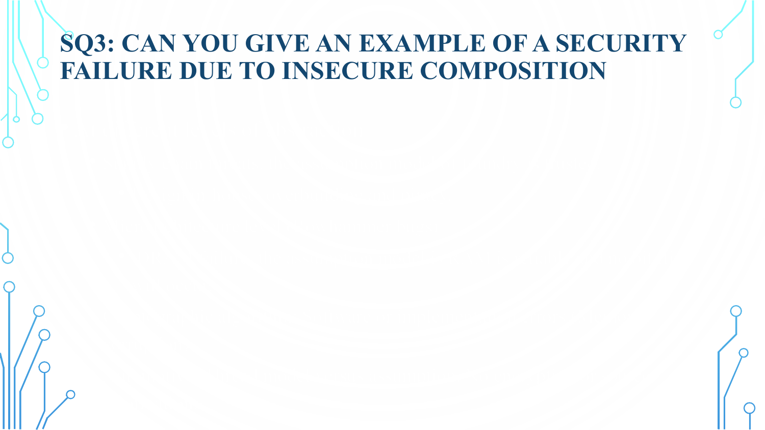# SQ3: CAN YOU GIVE AN EXAMPLE OF A SECURITY FAILURE DUE TO INSECURE COMPOSITION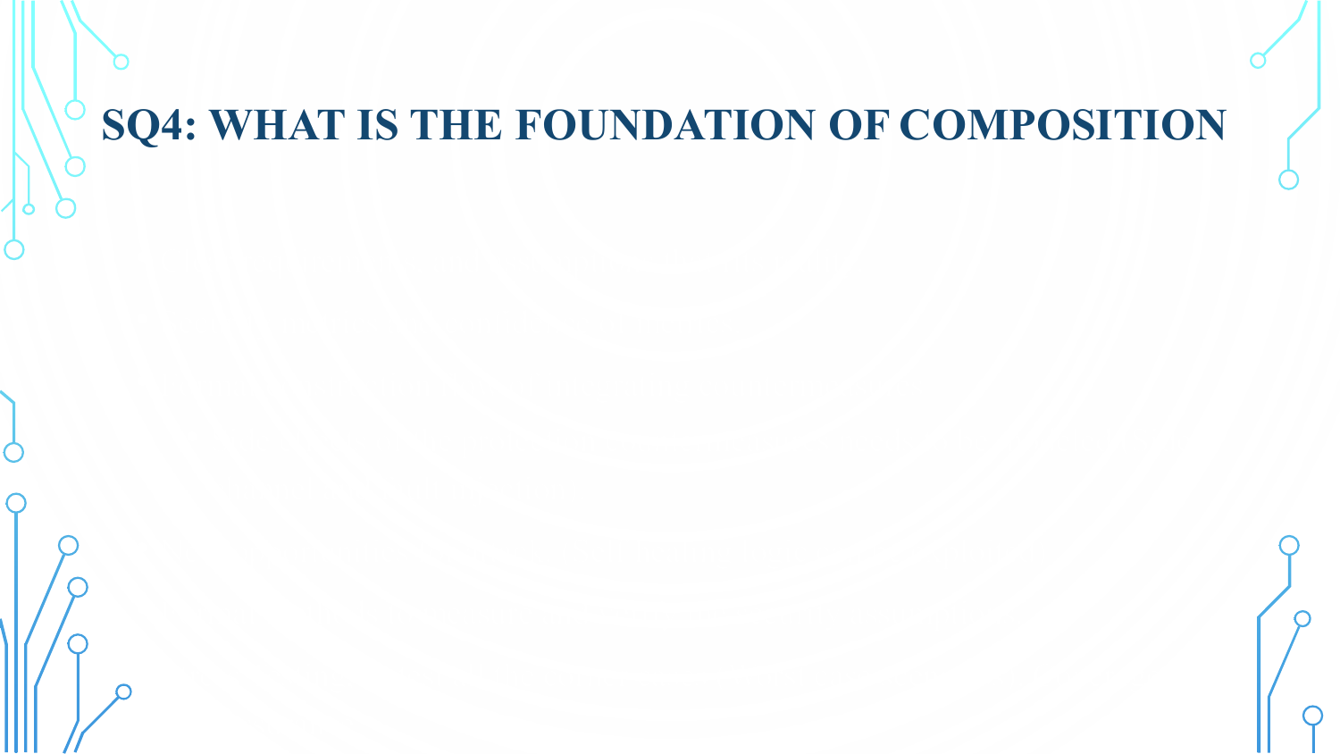# SQ4: WHAT IS THE FOUNDATION OF COMPOSITION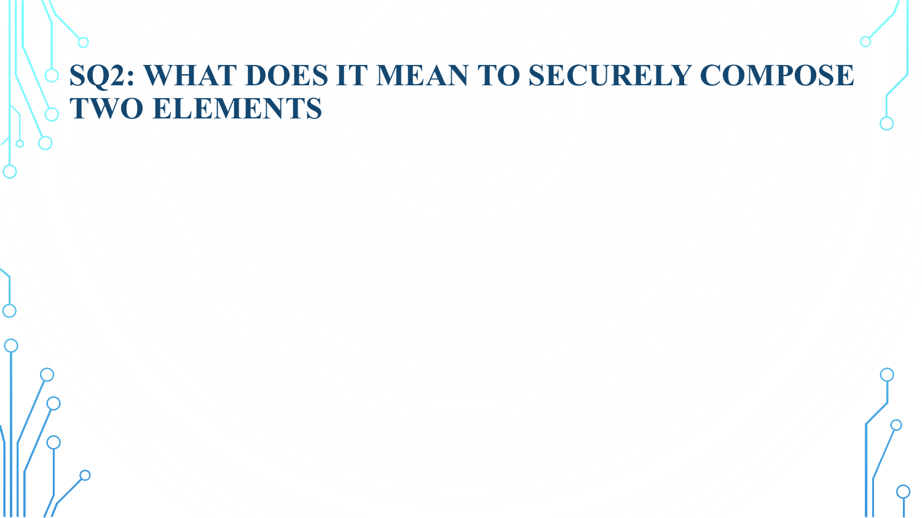# SQ2: WHAT DOES IT MEAN TO SECURELY COMPOSE TWO ELEMENTS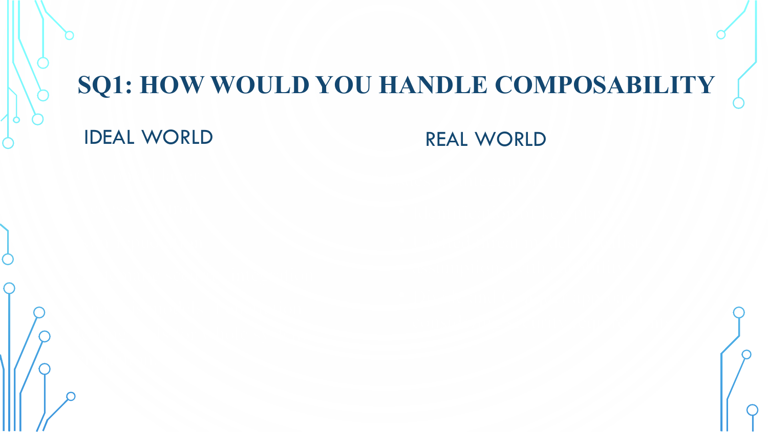# SQ1: HOW WOULD YOU HANDLE COMPOSABILITY

## IDEAL WORLD

## REAL WORLD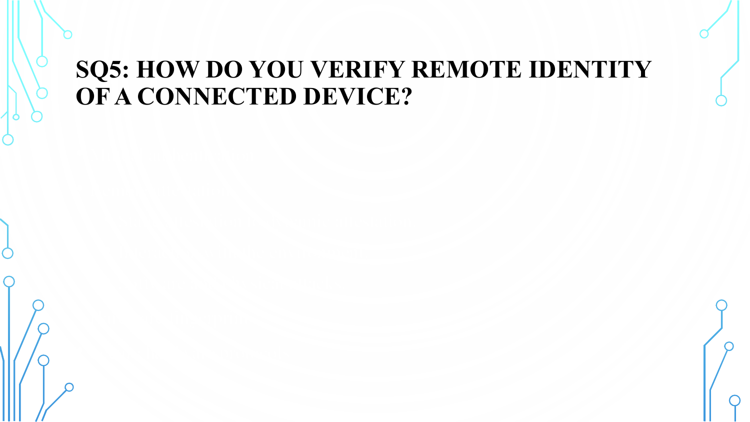# SQ5: HOW DO YOU VERIFY REMOTE IDENTITY OF A CONNECTED DEVICE?